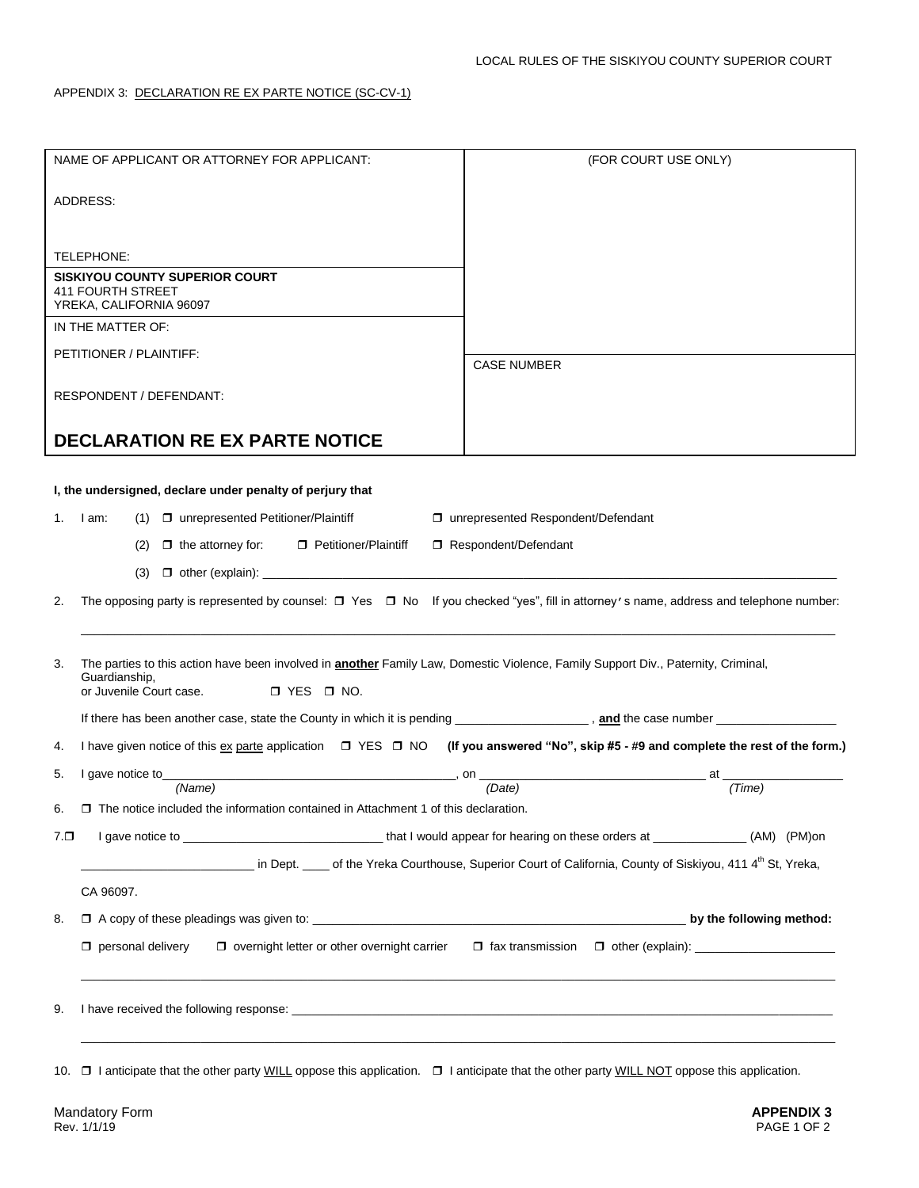APPENDIX 3: DECLARATION RE EX PARTE NOTICE (SC-CV-1)

| NAME OF APPLICANT OR ATTORNEY FOR APPLICANT:<br><br>ADDRESS:<br><br>TELEPHONE: | (FOR COURT USE ONLY) |
|---|---|
| **SISKIYOU COUNTY SUPERIOR COURT**<br>411 FOURTH STREET<br>YREKA, CALIFORNIA 96097 | |
| IN THE MATTER OF:<br><br>PETITIONER / PLAINTIFF:<br><br>RESPONDENT / DEFENDANT: | CASE NUMBER |
| **DECLARATION RE EX PARTE NOTICE** | |

**I, the undersigned, declare under penalty of perjury that**

1. I am: (1) ❐ unrepresented Petitioner/Plaintiff ❐ unrepresented Respondent/Defendant

   (2) ❐ the attorney for: ❐ Petitioner/Plaintiff ❐ Respondent/Defendant

   (3) ❐ other (explain): ____________________

2. The opposing party is represented by counsel: ❐ Yes ❐ No If you checked "yes", fill in attorney's name, address and telephone number:

   ____________________

3. The parties to this action have been involved in **another** Family Law, Domestic Violence, Family Support Div., Paternity, Criminal, Guardianship, or Juvenile Court case. ❐ YES ❐ NO.

   If there has been another case, state the County in which it is pending ____________, **and** the case number ____________

4. I have given notice of this ex parte application ❐ YES ❐ NO **(If you answered "No", skip #5 - #9 and complete the rest of the form.)**

5. I gave notice to____________ *(Name)*, on ____________ *(Date)* at ____________ *(Time)*

6. ❐ The notice included the information contained in Attachment 1 of this declaration.

7. ❐ I gave notice to ____________ that I would appear for hearing on these orders at ____________ (AM) (PM)on ____________ in Dept. ____ of the Yreka Courthouse, Superior Court of California, County of Siskiyou, 411 4th St, Yreka, CA 96097.

8. ❐ A copy of these pleadings was given to: ____________ **by the following method:**

   ❐ personal delivery ❐ overnight letter or other overnight carrier ❐ fax transmission ❐ other (explain): ____________

   ____________________

9. I have received the following response: ____________________

   ____________________

10. ❐ I anticipate that the other party WILL oppose this application. ❐ I anticipate that the other party WILL NOT oppose this application.

Mandatory Form
Rev. 1/1/19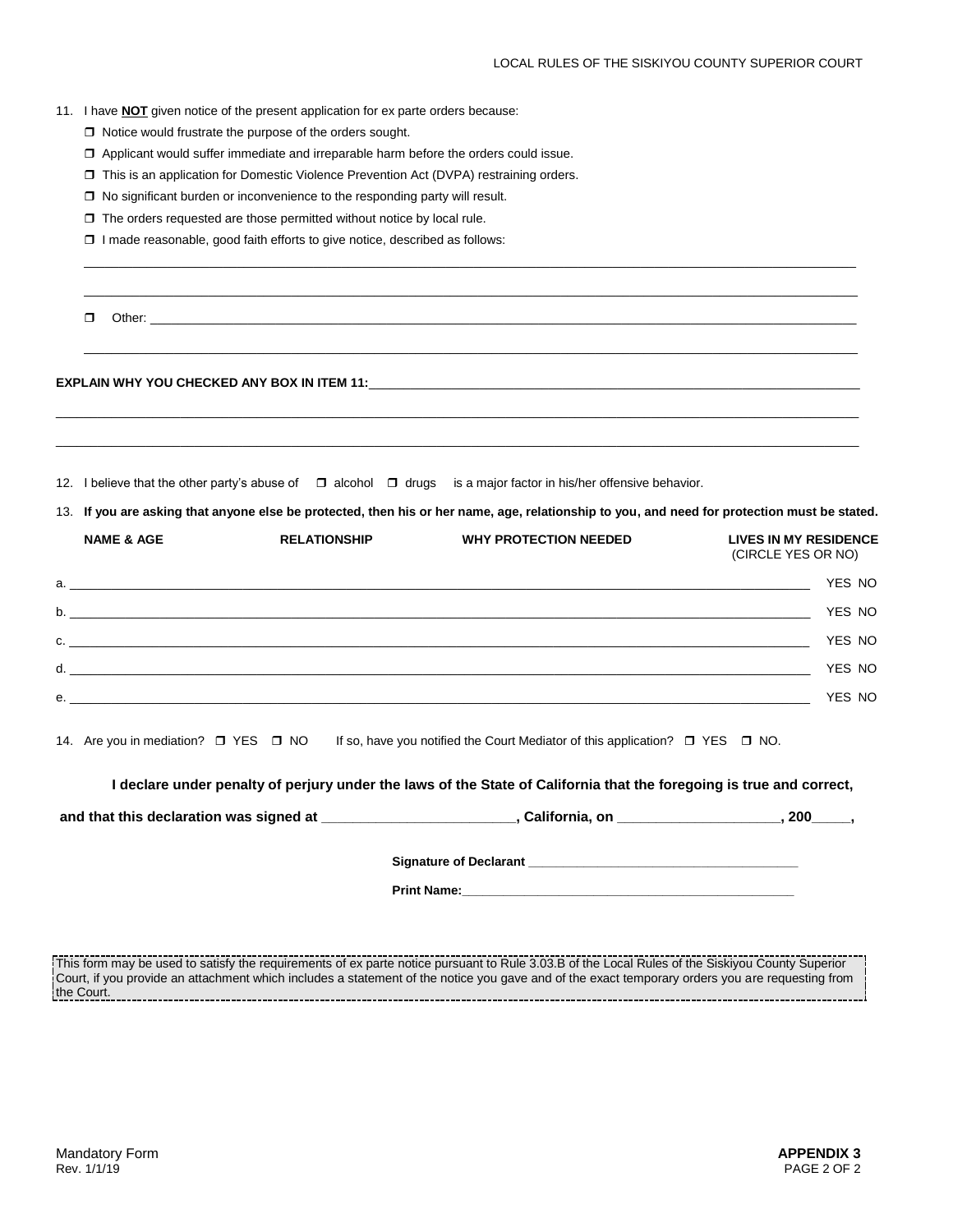11. I have **NOT** given notice of the present application for ex parte orders because:
    - ☐ Notice would frustrate the purpose of the orders sought.
    - ☐ Applicant would suffer immediate and irreparable harm before the orders could issue.
    - ☐ This is an application for Domestic Violence Prevention Act (DVPA) restraining orders.
    - ☐ No significant burden or inconvenience to the responding party will result.
    - ☐ The orders requested are those permitted without notice by local rule.
    - ☐ I made reasonable, good faith efforts to give notice, described as follows:

    ______________________________________________________________________________

    ______________________________________________________________________________

    - ☐ Other: ______________________________________________________________________

    ______________________________________________________________________________

**EXPLAIN WHY YOU CHECKED ANY BOX IN ITEM 11:** ______________________________________________

______________________________________________________________________________

______________________________________________________________________________

12. I believe that the other party's abuse of ☐ alcohol ☐ drugs is a major factor in his/her offensive behavior.

13. **If you are asking that anyone else be protected, then his or her name, age, relationship to you, and need for protection must be stated.**

| NAME & AGE | RELATIONSHIP | WHY PROTECTION NEEDED | LIVES IN MY RESIDENCE (CIRCLE YES OR NO) |
|---|---|---|---|
| a. | | | YES NO |
| b. | | | YES NO |
| c. | | | YES NO |
| d. | | | YES NO |
| e. | | | YES NO |

14. Are you in mediation? ☐ YES ☐ NO If so, have you notified the Court Mediator of this application? ☐ YES ☐ NO.

**I declare under penalty of perjury under the laws of the State of California that the foregoing is true and correct, and that this declaration was signed at ________________________, California, on ____________________, 200_____,**

**Signature of Declarant** ____________________________________

**Print Name:**______________________________________________

This form may be used to satisfy the requirements of ex parte notice pursuant to Rule 3.03.B of the Local Rules of the Siskiyou County Superior Court, if you provide an attachment which includes a statement of the notice you gave and of the exact temporary orders you are requesting from the Court.

Mandatory Form
Rev. 1/1/19

**APPENDIX 3**